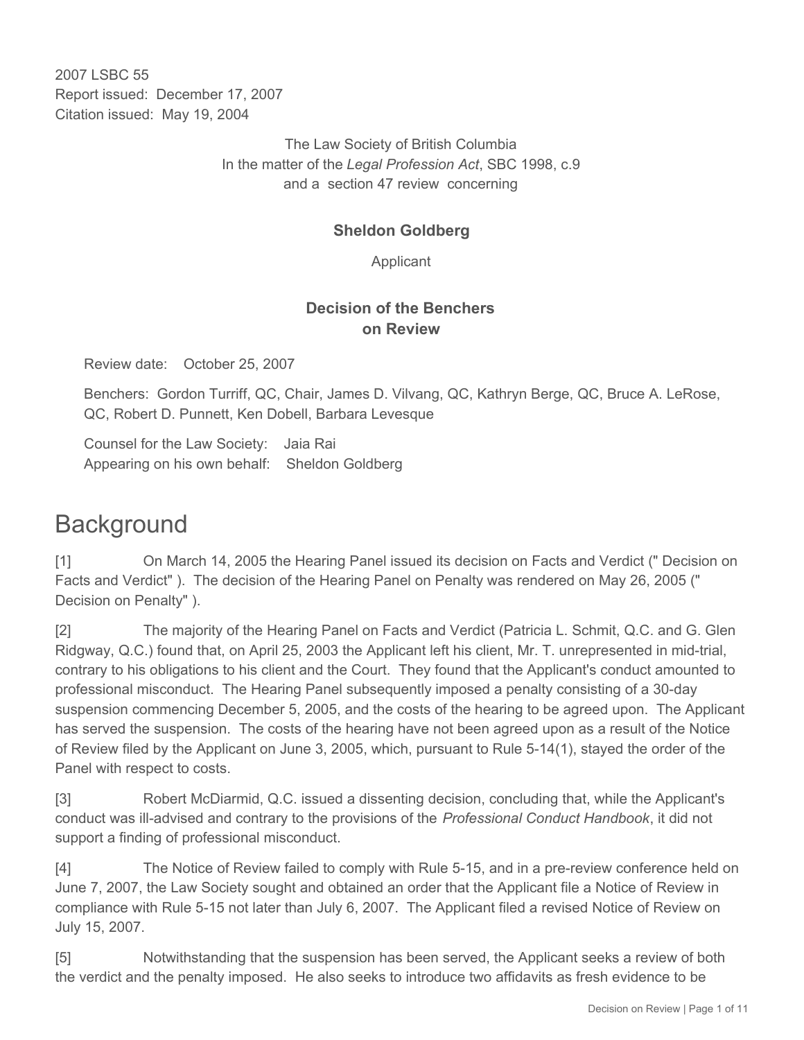2007 LSBC 55
Report issued: December 17, 2007
Citation issued: May 19, 2004

The Law Society of British Columbia
In the matter of the *Legal Profession Act*, SBC 1998, c.9
and a section 47 review concerning

**Sheldon Goldberg**

Applicant

**Decision of the Benchers on Review**

Review date: October 25, 2007

Benchers: Gordon Turriff, QC, Chair, James D. Vilvang, QC, Kathryn Berge, QC, Bruce A. LeRose, QC, Robert D. Punnett, Ken Dobell, Barbara Levesque

Counsel for the Law Society: Jaia Rai
Appearing on his own behalf: Sheldon Goldberg

# Background

[1] On March 14, 2005 the Hearing Panel issued its decision on Facts and Verdict (" Decision on Facts and Verdict" ). The decision of the Hearing Panel on Penalty was rendered on May 26, 2005 (" Decision on Penalty" ).

[2] The majority of the Hearing Panel on Facts and Verdict (Patricia L. Schmit, Q.C. and G. Glen Ridgway, Q.C.) found that, on April 25, 2003 the Applicant left his client, Mr. T. unrepresented in mid-trial, contrary to his obligations to his client and the Court. They found that the Applicant's conduct amounted to professional misconduct. The Hearing Panel subsequently imposed a penalty consisting of a 30-day suspension commencing December 5, 2005, and the costs of the hearing to be agreed upon. The Applicant has served the suspension. The costs of the hearing have not been agreed upon as a result of the Notice of Review filed by the Applicant on June 3, 2005, which, pursuant to Rule 5-14(1), stayed the order of the Panel with respect to costs.

[3] Robert McDiarmid, Q.C. issued a dissenting decision, concluding that, while the Applicant's conduct was ill-advised and contrary to the provisions of the *Professional Conduct Handbook*, it did not support a finding of professional misconduct.

[4] The Notice of Review failed to comply with Rule 5-15, and in a pre-review conference held on June 7, 2007, the Law Society sought and obtained an order that the Applicant file a Notice of Review in compliance with Rule 5-15 not later than July 6, 2007. The Applicant filed a revised Notice of Review on July 15, 2007.

[5] Notwithstanding that the suspension has been served, the Applicant seeks a review of both the verdict and the penalty imposed. He also seeks to introduce two affidavits as fresh evidence to be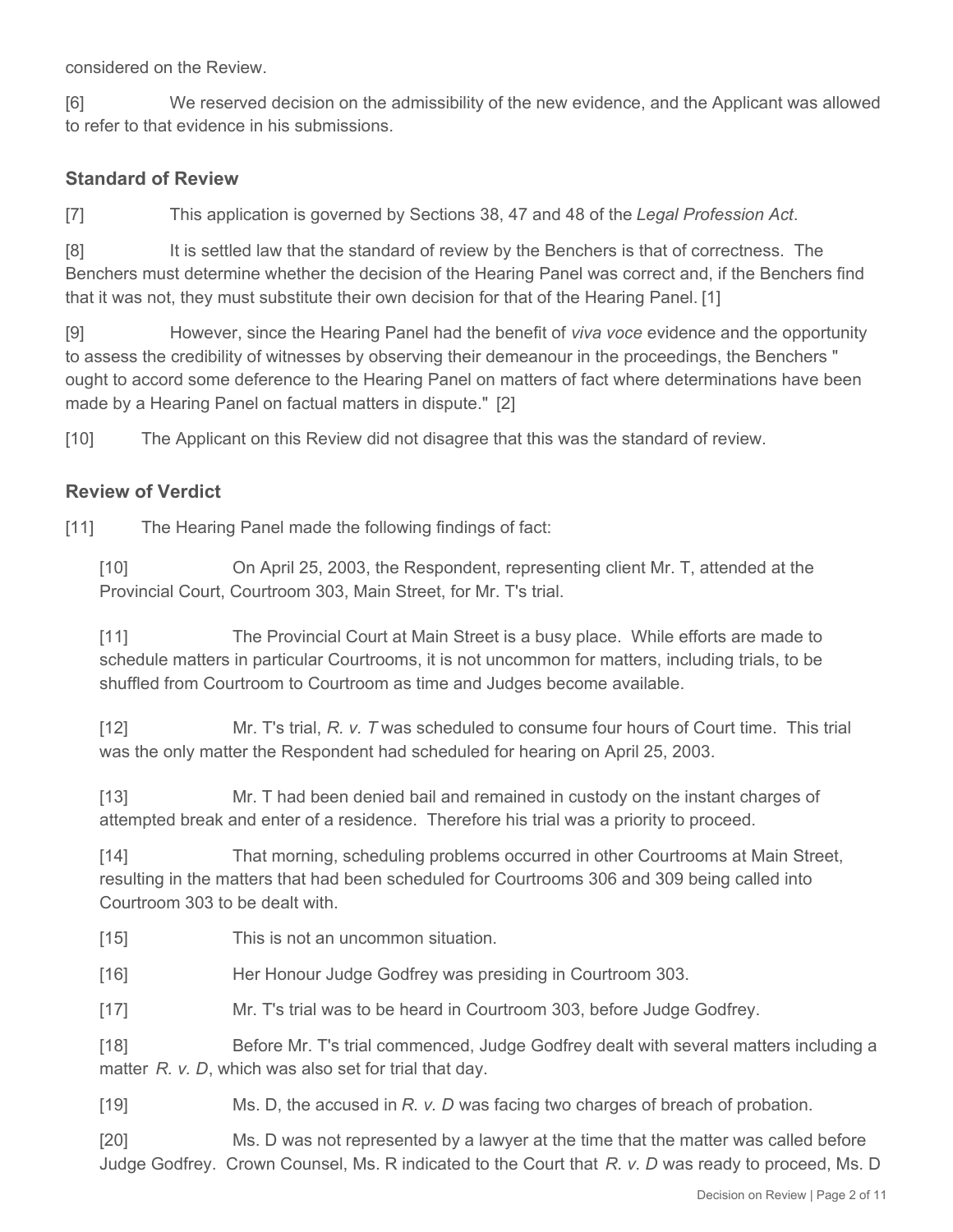considered on the Review.

[6] We reserved decision on the admissibility of the new evidence, and the Applicant was allowed to refer to that evidence in his submissions.

## Standard of Review

[7] This application is governed by Sections 38, 47 and 48 of the *Legal Profession Act*.

[8] It is settled law that the standard of review by the Benchers is that of correctness. The Benchers must determine whether the decision of the Hearing Panel was correct and, if the Benchers find that it was not, they must substitute their own decision for that of the Hearing Panel. [1]

[9] However, since the Hearing Panel had the benefit of *viva voce* evidence and the opportunity to assess the credibility of witnesses by observing their demeanour in the proceedings, the Benchers " ought to accord some deference to the Hearing Panel on matters of fact where determinations have been made by a Hearing Panel on factual matters in dispute." [2]

[10] The Applicant on this Review did not disagree that this was the standard of review.

## Review of Verdict

[11] The Hearing Panel made the following findings of fact:

> [10] On April 25, 2003, the Respondent, representing client Mr. T, attended at the Provincial Court, Courtroom 303, Main Street, for Mr. T's trial.
>
> [11] The Provincial Court at Main Street is a busy place. While efforts are made to schedule matters in particular Courtrooms, it is not uncommon for matters, including trials, to be shuffled from Courtroom to Courtroom as time and Judges become available.
>
> [12] Mr. T's trial, *R. v. T* was scheduled to consume four hours of Court time. This trial was the only matter the Respondent had scheduled for hearing on April 25, 2003.
>
> [13] Mr. T had been denied bail and remained in custody on the instant charges of attempted break and enter of a residence. Therefore his trial was a priority to proceed.
>
> [14] That morning, scheduling problems occurred in other Courtrooms at Main Street, resulting in the matters that had been scheduled for Courtrooms 306 and 309 being called into Courtroom 303 to be dealt with.
>
> [15] This is not an uncommon situation.
>
> [16] Her Honour Judge Godfrey was presiding in Courtroom 303.
>
> [17] Mr. T's trial was to be heard in Courtroom 303, before Judge Godfrey.
>
> [18] Before Mr. T's trial commenced, Judge Godfrey dealt with several matters including a matter *R. v. D*, which was also set for trial that day.
>
> [19] Ms. D, the accused in *R. v. D* was facing two charges of breach of probation.
>
> [20] Ms. D was not represented by a lawyer at the time that the matter was called before Judge Godfrey. Crown Counsel, Ms. R indicated to the Court that *R. v. D* was ready to proceed, Ms. D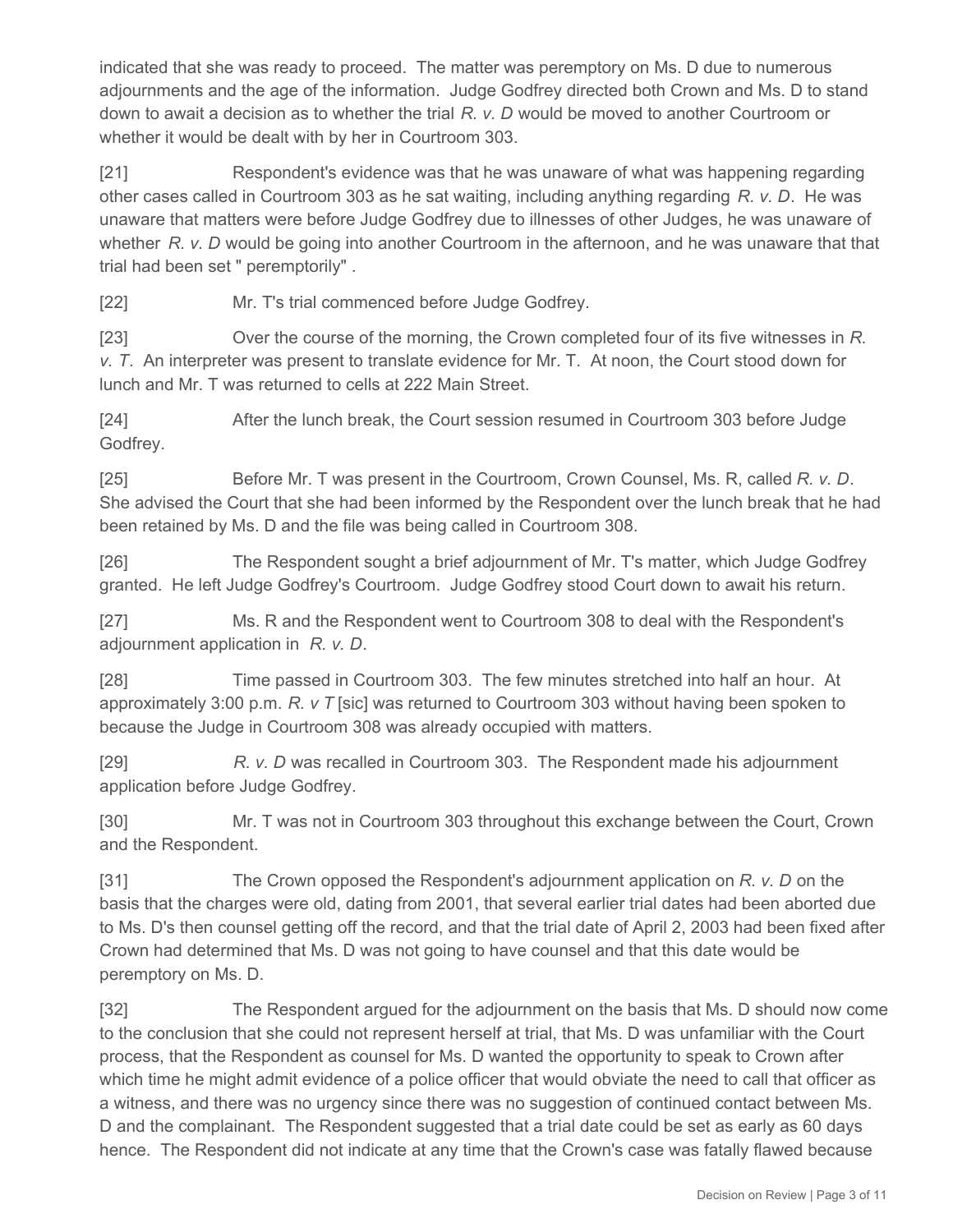indicated that she was ready to proceed. The matter was peremptory on Ms. D due to numerous adjournments and the age of the information. Judge Godfrey directed both Crown and Ms. D to stand down to await a decision as to whether the trial *R. v. D* would be moved to another Courtroom or whether it would be dealt with by her in Courtroom 303.

[21] Respondent's evidence was that he was unaware of what was happening regarding other cases called in Courtroom 303 as he sat waiting, including anything regarding *R. v. D*. He was unaware that matters were before Judge Godfrey due to illnesses of other Judges, he was unaware of whether *R. v. D* would be going into another Courtroom in the afternoon, and he was unaware that that trial had been set " peremptorily" .

[22] Mr. T's trial commenced before Judge Godfrey.

[23] Over the course of the morning, the Crown completed four of its five witnesses in *R. v. T*. An interpreter was present to translate evidence for Mr. T. At noon, the Court stood down for lunch and Mr. T was returned to cells at 222 Main Street.

[24] After the lunch break, the Court session resumed in Courtroom 303 before Judge Godfrey.

[25] Before Mr. T was present in the Courtroom, Crown Counsel, Ms. R, called *R. v. D*. She advised the Court that she had been informed by the Respondent over the lunch break that he had been retained by Ms. D and the file was being called in Courtroom 308.

[26] The Respondent sought a brief adjournment of Mr. T's matter, which Judge Godfrey granted. He left Judge Godfrey's Courtroom. Judge Godfrey stood Court down to await his return.

[27] Ms. R and the Respondent went to Courtroom 308 to deal with the Respondent's adjournment application in *R. v. D*.

[28] Time passed in Courtroom 303. The few minutes stretched into half an hour. At approximately 3:00 p.m. *R. v T* [sic] was returned to Courtroom 303 without having been spoken to because the Judge in Courtroom 308 was already occupied with matters.

[29] *R. v. D* was recalled in Courtroom 303. The Respondent made his adjournment application before Judge Godfrey.

[30] Mr. T was not in Courtroom 303 throughout this exchange between the Court, Crown and the Respondent.

[31] The Crown opposed the Respondent's adjournment application on *R. v. D* on the basis that the charges were old, dating from 2001, that several earlier trial dates had been aborted due to Ms. D's then counsel getting off the record, and that the trial date of April 2, 2003 had been fixed after Crown had determined that Ms. D was not going to have counsel and that this date would be peremptory on Ms. D.

[32] The Respondent argued for the adjournment on the basis that Ms. D should now come to the conclusion that she could not represent herself at trial, that Ms. D was unfamiliar with the Court process, that the Respondent as counsel for Ms. D wanted the opportunity to speak to Crown after which time he might admit evidence of a police officer that would obviate the need to call that officer as a witness, and there was no urgency since there was no suggestion of continued contact between Ms. D and the complainant. The Respondent suggested that a trial date could be set as early as 60 days hence. The Respondent did not indicate at any time that the Crown's case was fatally flawed because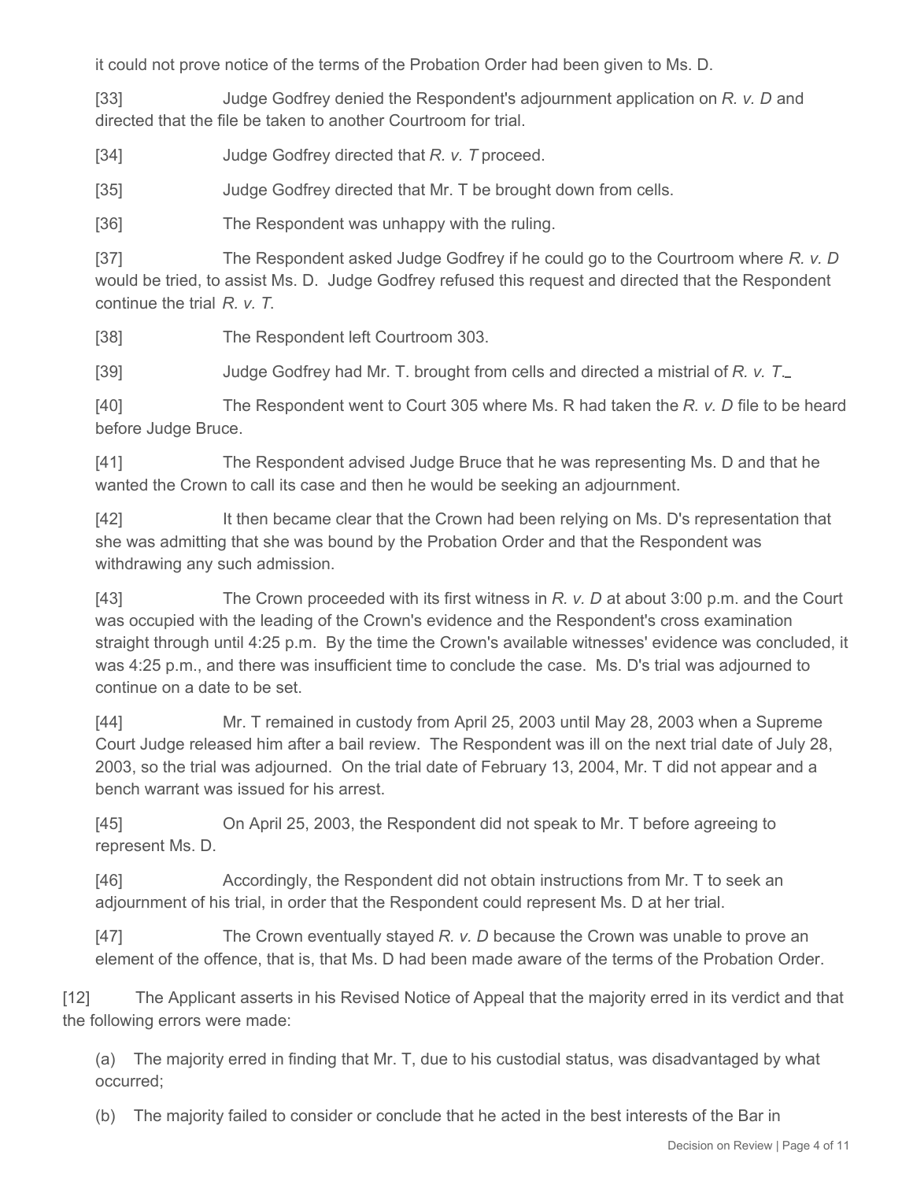it could not prove notice of the terms of the Probation Order had been given to Ms. D.

[33] Judge Godfrey denied the Respondent's adjournment application on *R. v. D* and directed that the file be taken to another Courtroom for trial.

[34] Judge Godfrey directed that *R. v. T* proceed.

[35] Judge Godfrey directed that Mr. T be brought down from cells.

[36] The Respondent was unhappy with the ruling.

[37] The Respondent asked Judge Godfrey if he could go to the Courtroom where *R. v. D* would be tried, to assist Ms. D. Judge Godfrey refused this request and directed that the Respondent continue the trial *R. v. T*.

[38] The Respondent left Courtroom 303.

[39] Judge Godfrey had Mr. T. brought from cells and directed a mistrial of *R. v. T*.

[40] The Respondent went to Court 305 where Ms. R had taken the *R. v. D* file to be heard before Judge Bruce.

[41] The Respondent advised Judge Bruce that he was representing Ms. D and that he wanted the Crown to call its case and then he would be seeking an adjournment.

[42] It then became clear that the Crown had been relying on Ms. D's representation that she was admitting that she was bound by the Probation Order and that the Respondent was withdrawing any such admission.

[43] The Crown proceeded with its first witness in *R. v. D* at about 3:00 p.m. and the Court was occupied with the leading of the Crown's evidence and the Respondent's cross examination straight through until 4:25 p.m. By the time the Crown's available witnesses' evidence was concluded, it was 4:25 p.m., and there was insufficient time to conclude the case. Ms. D's trial was adjourned to continue on a date to be set.

[44] Mr. T remained in custody from April 25, 2003 until May 28, 2003 when a Supreme Court Judge released him after a bail review. The Respondent was ill on the next trial date of July 28, 2003, so the trial was adjourned. On the trial date of February 13, 2004, Mr. T did not appear and a bench warrant was issued for his arrest.

[45] On April 25, 2003, the Respondent did not speak to Mr. T before agreeing to represent Ms. D.

[46] Accordingly, the Respondent did not obtain instructions from Mr. T to seek an adjournment of his trial, in order that the Respondent could represent Ms. D at her trial.

[47] The Crown eventually stayed *R. v. D* because the Crown was unable to prove an element of the offence, that is, that Ms. D had been made aware of the terms of the Probation Order.

[12] The Applicant asserts in his Revised Notice of Appeal that the majority erred in its verdict and that the following errors were made:

(a) The majority erred in finding that Mr. T, due to his custodial status, was disadvantaged by what occurred;

(b) The majority failed to consider or conclude that he acted in the best interests of the Bar in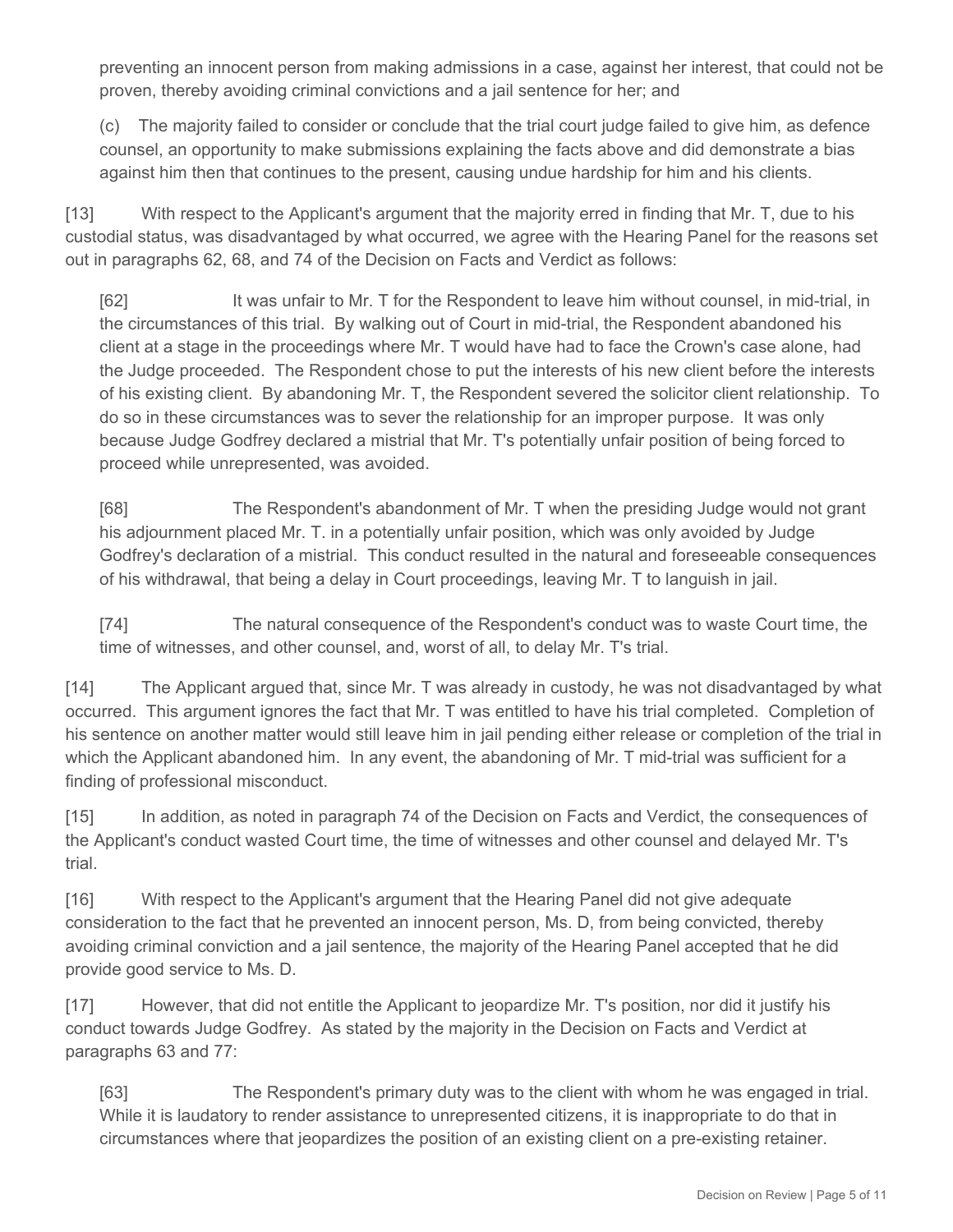preventing an innocent person from making admissions in a case, against her interest, that could not be proven, thereby avoiding criminal convictions and a jail sentence for her; and

> (c) The majority failed to consider or conclude that the trial court judge failed to give him, as defence counsel, an opportunity to make submissions explaining the facts above and did demonstrate a bias against him then that continues to the present, causing undue hardship for him and his clients.

[13] With respect to the Applicant's argument that the majority erred in finding that Mr. T, due to his custodial status, was disadvantaged by what occurred, we agree with the Hearing Panel for the reasons set out in paragraphs 62, 68, and 74 of the Decision on Facts and Verdict as follows:

> [62] It was unfair to Mr. T for the Respondent to leave him without counsel, in mid-trial, in the circumstances of this trial. By walking out of Court in mid-trial, the Respondent abandoned his client at a stage in the proceedings where Mr. T would have had to face the Crown's case alone, had the Judge proceeded. The Respondent chose to put the interests of his new client before the interests of his existing client. By abandoning Mr. T, the Respondent severed the solicitor client relationship. To do so in these circumstances was to sever the relationship for an improper purpose. It was only because Judge Godfrey declared a mistrial that Mr. T's potentially unfair position of being forced to proceed while unrepresented, was avoided.
>
> [68] The Respondent's abandonment of Mr. T when the presiding Judge would not grant his adjournment placed Mr. T. in a potentially unfair position, which was only avoided by Judge Godfrey's declaration of a mistrial. This conduct resulted in the natural and foreseeable consequences of his withdrawal, that being a delay in Court proceedings, leaving Mr. T to languish in jail.
>
> [74] The natural consequence of the Respondent's conduct was to waste Court time, the time of witnesses, and other counsel, and, worst of all, to delay Mr. T's trial.

[14] The Applicant argued that, since Mr. T was already in custody, he was not disadvantaged by what occurred. This argument ignores the fact that Mr. T was entitled to have his trial completed. Completion of his sentence on another matter would still leave him in jail pending either release or completion of the trial in which the Applicant abandoned him. In any event, the abandoning of Mr. T mid-trial was sufficient for a finding of professional misconduct.

[15] In addition, as noted in paragraph 74 of the Decision on Facts and Verdict, the consequences of the Applicant's conduct wasted Court time, the time of witnesses and other counsel and delayed Mr. T's trial.

[16] With respect to the Applicant's argument that the Hearing Panel did not give adequate consideration to the fact that he prevented an innocent person, Ms. D, from being convicted, thereby avoiding criminal conviction and a jail sentence, the majority of the Hearing Panel accepted that he did provide good service to Ms. D.

[17] However, that did not entitle the Applicant to jeopardize Mr. T's position, nor did it justify his conduct towards Judge Godfrey. As stated by the majority in the Decision on Facts and Verdict at paragraphs 63 and 77:

> [63] The Respondent's primary duty was to the client with whom he was engaged in trial. While it is laudatory to render assistance to unrepresented citizens, it is inappropriate to do that in circumstances where that jeopardizes the position of an existing client on a pre-existing retainer.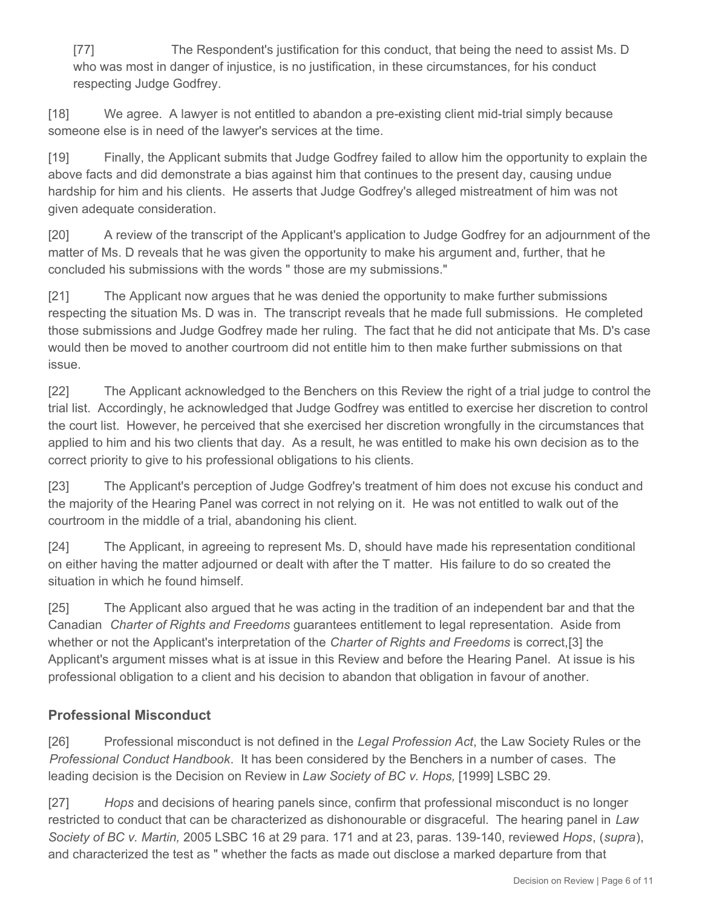> [77] The Respondent's justification for this conduct, that being the need to assist Ms. D who was most in danger of injustice, is no justification, in these circumstances, for his conduct respecting Judge Godfrey.

[18] We agree. A lawyer is not entitled to abandon a pre-existing client mid-trial simply because someone else is in need of the lawyer's services at the time.

[19] Finally, the Applicant submits that Judge Godfrey failed to allow him the opportunity to explain the above facts and did demonstrate a bias against him that continues to the present day, causing undue hardship for him and his clients. He asserts that Judge Godfrey's alleged mistreatment of him was not given adequate consideration.

[20] A review of the transcript of the Applicant's application to Judge Godfrey for an adjournment of the matter of Ms. D reveals that he was given the opportunity to make his argument and, further, that he concluded his submissions with the words " those are my submissions."

[21] The Applicant now argues that he was denied the opportunity to make further submissions respecting the situation Ms. D was in. The transcript reveals that he made full submissions. He completed those submissions and Judge Godfrey made her ruling. The fact that he did not anticipate that Ms. D's case would then be moved to another courtroom did not entitle him to then make further submissions on that issue.

[22] The Applicant acknowledged to the Benchers on this Review the right of a trial judge to control the trial list. Accordingly, he acknowledged that Judge Godfrey was entitled to exercise her discretion to control the court list. However, he perceived that she exercised her discretion wrongfully in the circumstances that applied to him and his two clients that day. As a result, he was entitled to make his own decision as to the correct priority to give to his professional obligations to his clients.

[23] The Applicant's perception of Judge Godfrey's treatment of him does not excuse his conduct and the majority of the Hearing Panel was correct in not relying on it. He was not entitled to walk out of the courtroom in the middle of a trial, abandoning his client.

[24] The Applicant, in agreeing to represent Ms. D, should have made his representation conditional on either having the matter adjourned or dealt with after the T matter. His failure to do so created the situation in which he found himself.

[25] The Applicant also argued that he was acting in the tradition of an independent bar and that the Canadian *Charter of Rights and Freedoms* guarantees entitlement to legal representation. Aside from whether or not the Applicant's interpretation of the *Charter of Rights and Freedoms* is correct,[3] the Applicant's argument misses what is at issue in this Review and before the Hearing Panel. At issue is his professional obligation to a client and his decision to abandon that obligation in favour of another.

## Professional Misconduct

[26] Professional misconduct is not defined in the *Legal Profession Act*, the Law Society Rules or the *Professional Conduct Handbook*. It has been considered by the Benchers in a number of cases. The leading decision is the Decision on Review in *Law Society of BC v. Hops,* [1999] LSBC 29.

[27] *Hops* and decisions of hearing panels since, confirm that professional misconduct is no longer restricted to conduct that can be characterized as dishonourable or disgraceful. The hearing panel in *Law Society of BC v. Martin,* 2005 LSBC 16 at 29 para. 171 and at 23, paras. 139-140, reviewed *Hops*, (*supra*), and characterized the test as " whether the facts as made out disclose a marked departure from that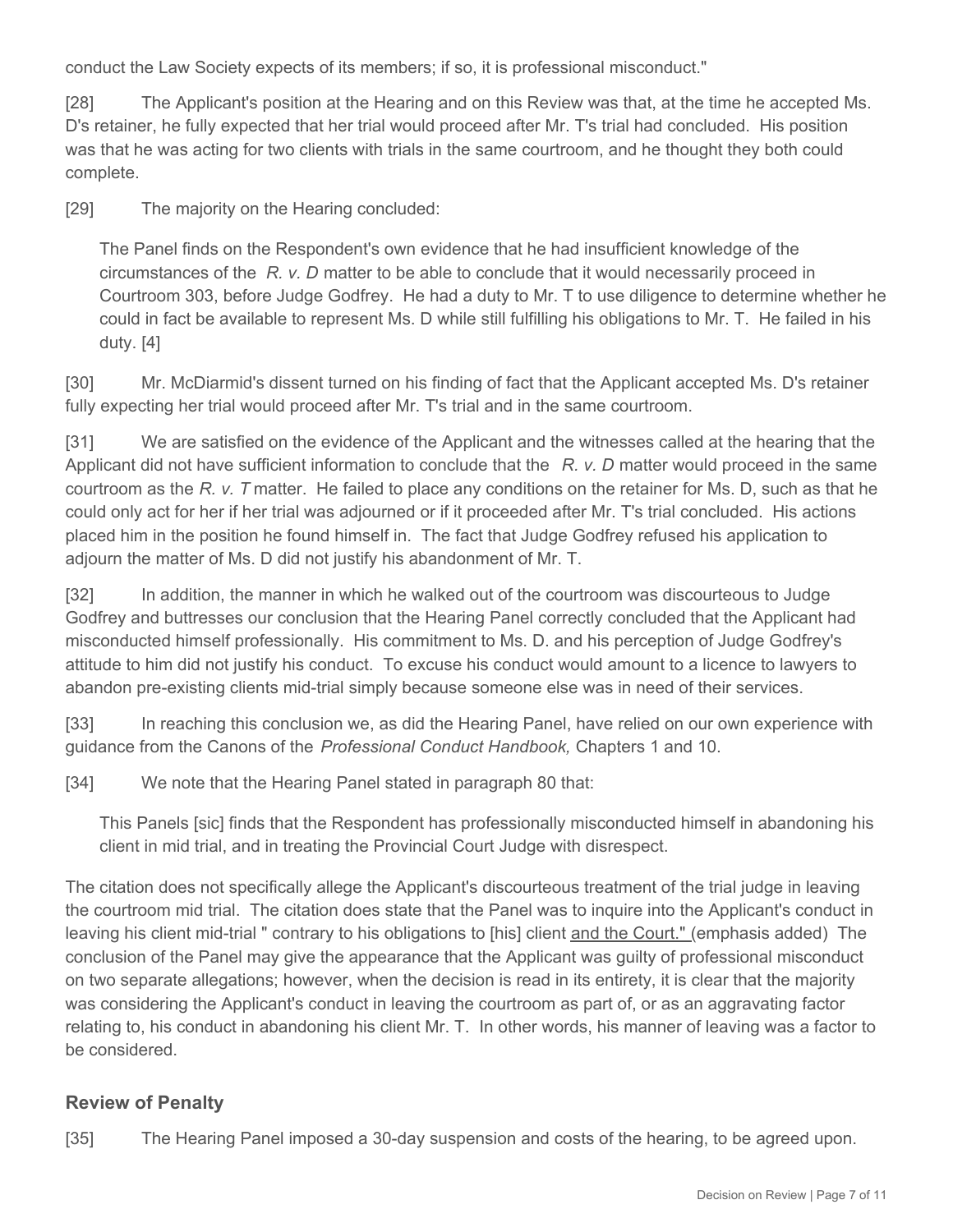conduct the Law Society expects of its members; if so, it is professional misconduct."

[28] The Applicant's position at the Hearing and on this Review was that, at the time he accepted Ms. D's retainer, he fully expected that her trial would proceed after Mr. T's trial had concluded. His position was that he was acting for two clients with trials in the same courtroom, and he thought they both could complete.

[29] The majority on the Hearing concluded:

> The Panel finds on the Respondent's own evidence that he had insufficient knowledge of the circumstances of the *R. v. D* matter to be able to conclude that it would necessarily proceed in Courtroom 303, before Judge Godfrey. He had a duty to Mr. T to use diligence to determine whether he could in fact be available to represent Ms. D while still fulfilling his obligations to Mr. T. He failed in his duty. [4]

[30] Mr. McDiarmid's dissent turned on his finding of fact that the Applicant accepted Ms. D's retainer fully expecting her trial would proceed after Mr. T's trial and in the same courtroom.

[31] We are satisfied on the evidence of the Applicant and the witnesses called at the hearing that the Applicant did not have sufficient information to conclude that the *R. v. D* matter would proceed in the same courtroom as the *R. v. T* matter. He failed to place any conditions on the retainer for Ms. D, such as that he could only act for her if her trial was adjourned or if it proceeded after Mr. T's trial concluded. His actions placed him in the position he found himself in. The fact that Judge Godfrey refused his application to adjourn the matter of Ms. D did not justify his abandonment of Mr. T.

[32] In addition, the manner in which he walked out of the courtroom was discourteous to Judge Godfrey and buttresses our conclusion that the Hearing Panel correctly concluded that the Applicant had misconducted himself professionally. His commitment to Ms. D. and his perception of Judge Godfrey's attitude to him did not justify his conduct. To excuse his conduct would amount to a licence to lawyers to abandon pre-existing clients mid-trial simply because someone else was in need of their services.

[33] In reaching this conclusion we, as did the Hearing Panel, have relied on our own experience with guidance from the Canons of the *Professional Conduct Handbook,* Chapters 1 and 10.

[34] We note that the Hearing Panel stated in paragraph 80 that:

> This Panels [sic] finds that the Respondent has professionally misconducted himself in abandoning his client in mid trial, and in treating the Provincial Court Judge with disrespect.

The citation does not specifically allege the Applicant's discourteous treatment of the trial judge in leaving the courtroom mid trial. The citation does state that the Panel was to inquire into the Applicant's conduct in leaving his client mid-trial " contrary to his obligations to [his] client <u>and the Court."</u> (emphasis added) The conclusion of the Panel may give the appearance that the Applicant was guilty of professional misconduct on two separate allegations; however, when the decision is read in its entirety, it is clear that the majority was considering the Applicant's conduct in leaving the courtroom as part of, or as an aggravating factor relating to, his conduct in abandoning his client Mr. T. In other words, his manner of leaving was a factor to be considered.

## Review of Penalty

[35] The Hearing Panel imposed a 30-day suspension and costs of the hearing, to be agreed upon.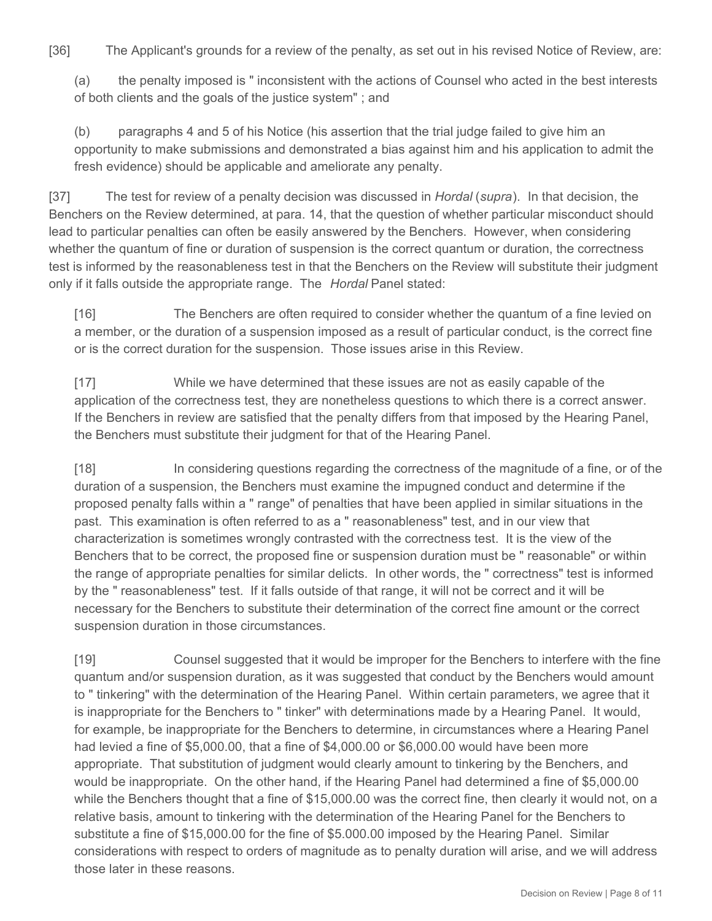[36] The Applicant's grounds for a review of the penalty, as set out in his revised Notice of Review, are:

> (a) the penalty imposed is " inconsistent with the actions of Counsel who acted in the best interests of both clients and the goals of the justice system" ; and
>
> (b) paragraphs 4 and 5 of his Notice (his assertion that the trial judge failed to give him an opportunity to make submissions and demonstrated a bias against him and his application to admit the fresh evidence) should be applicable and ameliorate any penalty.

[37] The test for review of a penalty decision was discussed in *Hordal* (*supra*). In that decision, the Benchers on the Review determined, at para. 14, that the question of whether particular misconduct should lead to particular penalties can often be easily answered by the Benchers. However, when considering whether the quantum of fine or duration of suspension is the correct quantum or duration, the correctness test is informed by the reasonableness test in that the Benchers on the Review will substitute their judgment only if it falls outside the appropriate range. The *Hordal* Panel stated:

> [16] The Benchers are often required to consider whether the quantum of a fine levied on a member, or the duration of a suspension imposed as a result of particular conduct, is the correct fine or is the correct duration for the suspension. Those issues arise in this Review.
>
> [17] While we have determined that these issues are not as easily capable of the application of the correctness test, they are nonetheless questions to which there is a correct answer. If the Benchers in review are satisfied that the penalty differs from that imposed by the Hearing Panel, the Benchers must substitute their judgment for that of the Hearing Panel.
>
> [18] In considering questions regarding the correctness of the magnitude of a fine, or of the duration of a suspension, the Benchers must examine the impugned conduct and determine if the proposed penalty falls within a " range" of penalties that have been applied in similar situations in the past. This examination is often referred to as a " reasonableness" test, and in our view that characterization is sometimes wrongly contrasted with the correctness test. It is the view of the Benchers that to be correct, the proposed fine or suspension duration must be " reasonable" or within the range of appropriate penalties for similar delicts. In other words, the " correctness" test is informed by the " reasonableness" test. If it falls outside of that range, it will not be correct and it will be necessary for the Benchers to substitute their determination of the correct fine amount or the correct suspension duration in those circumstances.
>
> [19] Counsel suggested that it would be improper for the Benchers to interfere with the fine quantum and/or suspension duration, as it was suggested that conduct by the Benchers would amount to " tinkering" with the determination of the Hearing Panel. Within certain parameters, we agree that it is inappropriate for the Benchers to " tinker" with determinations made by a Hearing Panel. It would, for example, be inappropriate for the Benchers to determine, in circumstances where a Hearing Panel had levied a fine of $5,000.00, that a fine of $4,000.00 or $6,000.00 would have been more appropriate. That substitution of judgment would clearly amount to tinkering by the Benchers, and would be inappropriate. On the other hand, if the Hearing Panel had determined a fine of $5,000.00 while the Benchers thought that a fine of $15,000.00 was the correct fine, then clearly it would not, on a relative basis, amount to tinkering with the determination of the Hearing Panel for the Benchers to substitute a fine of $15,000.00 for the fine of $5.000.00 imposed by the Hearing Panel. Similar considerations with respect to orders of magnitude as to penalty duration will arise, and we will address those later in these reasons.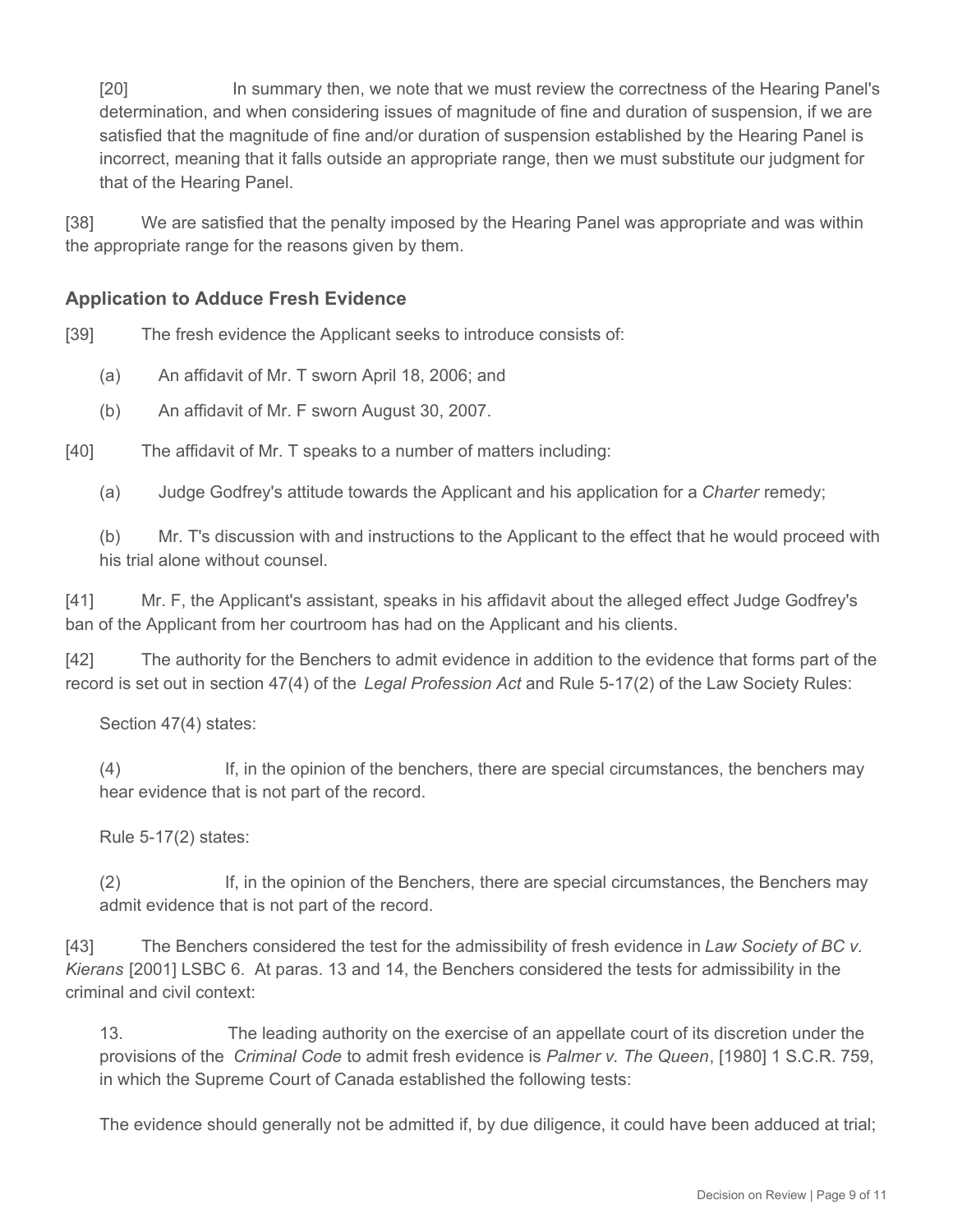[20] In summary then, we note that we must review the correctness of the Hearing Panel's determination, and when considering issues of magnitude of fine and duration of suspension, if we are satisfied that the magnitude of fine and/or duration of suspension established by the Hearing Panel is incorrect, meaning that it falls outside an appropriate range, then we must substitute our judgment for that of the Hearing Panel.

[38] We are satisfied that the penalty imposed by the Hearing Panel was appropriate and was within the appropriate range for the reasons given by them.

## Application to Adduce Fresh Evidence

[39] The fresh evidence the Applicant seeks to introduce consists of:

(a) An affidavit of Mr. T sworn April 18, 2006; and

(b) An affidavit of Mr. F sworn August 30, 2007.

[40] The affidavit of Mr. T speaks to a number of matters including:

(a) Judge Godfrey's attitude towards the Applicant and his application for a *Charter* remedy;

(b) Mr. T's discussion with and instructions to the Applicant to the effect that he would proceed with his trial alone without counsel.

[41] Mr. F, the Applicant's assistant, speaks in his affidavit about the alleged effect Judge Godfrey's ban of the Applicant from her courtroom has had on the Applicant and his clients.

[42] The authority for the Benchers to admit evidence in addition to the evidence that forms part of the record is set out in section 47(4) of the *Legal Profession Act* and Rule 5-17(2) of the Law Society Rules:

Section 47(4) states:

(4) If, in the opinion of the benchers, there are special circumstances, the benchers may hear evidence that is not part of the record.

Rule 5-17(2) states:

(2) If, in the opinion of the Benchers, there are special circumstances, the Benchers may admit evidence that is not part of the record.

[43] The Benchers considered the test for the admissibility of fresh evidence in *Law Society of BC v. Kierans* [2001] LSBC 6. At paras. 13 and 14, the Benchers considered the tests for admissibility in the criminal and civil context:

13. The leading authority on the exercise of an appellate court of its discretion under the provisions of the *Criminal Code* to admit fresh evidence is *Palmer v. The Queen*, [1980] 1 S.C.R. 759, in which the Supreme Court of Canada established the following tests:

The evidence should generally not be admitted if, by due diligence, it could have been adduced at trial;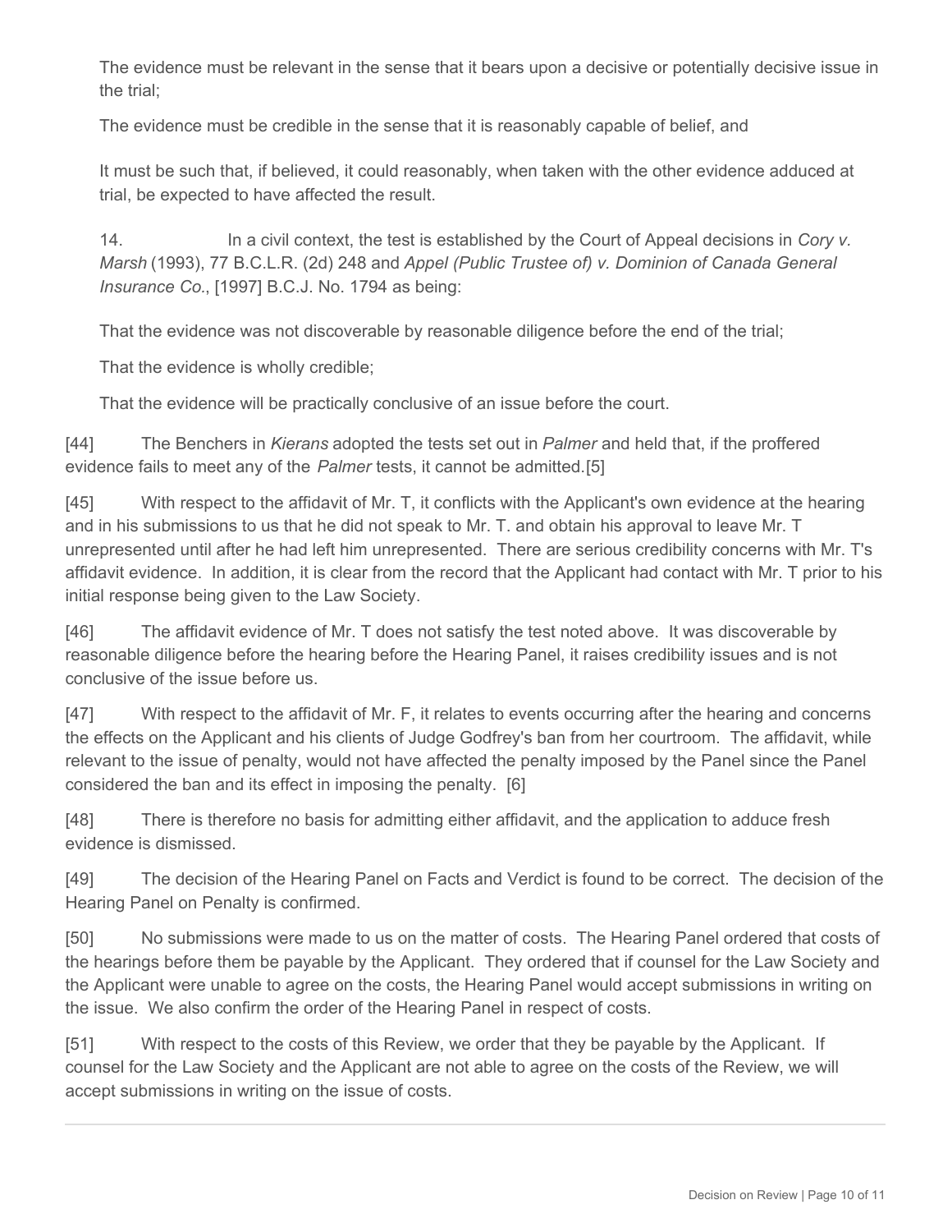The evidence must be relevant in the sense that it bears upon a decisive or potentially decisive issue in the trial;

The evidence must be credible in the sense that it is reasonably capable of belief, and

It must be such that, if believed, it could reasonably, when taken with the other evidence adduced at trial, be expected to have affected the result.

14. In a civil context, the test is established by the Court of Appeal decisions in *Cory v. Marsh* (1993), 77 B.C.L.R. (2d) 248 and *Appel (Public Trustee of) v. Dominion of Canada General Insurance Co.*, [1997] B.C.J. No. 1794 as being:

That the evidence was not discoverable by reasonable diligence before the end of the trial;

That the evidence is wholly credible;

That the evidence will be practically conclusive of an issue before the court.

[44] The Benchers in *Kierans* adopted the tests set out in *Palmer* and held that, if the proffered evidence fails to meet any of the *Palmer* tests, it cannot be admitted.[5]

[45] With respect to the affidavit of Mr. T, it conflicts with the Applicant's own evidence at the hearing and in his submissions to us that he did not speak to Mr. T. and obtain his approval to leave Mr. T unrepresented until after he had left him unrepresented. There are serious credibility concerns with Mr. T's affidavit evidence. In addition, it is clear from the record that the Applicant had contact with Mr. T prior to his initial response being given to the Law Society.

[46] The affidavit evidence of Mr. T does not satisfy the test noted above. It was discoverable by reasonable diligence before the hearing before the Hearing Panel, it raises credibility issues and is not conclusive of the issue before us.

[47] With respect to the affidavit of Mr. F, it relates to events occurring after the hearing and concerns the effects on the Applicant and his clients of Judge Godfrey's ban from her courtroom. The affidavit, while relevant to the issue of penalty, would not have affected the penalty imposed by the Panel since the Panel considered the ban and its effect in imposing the penalty. [6]

[48] There is therefore no basis for admitting either affidavit, and the application to adduce fresh evidence is dismissed.

[49] The decision of the Hearing Panel on Facts and Verdict is found to be correct. The decision of the Hearing Panel on Penalty is confirmed.

[50] No submissions were made to us on the matter of costs. The Hearing Panel ordered that costs of the hearings before them be payable by the Applicant. They ordered that if counsel for the Law Society and the Applicant were unable to agree on the costs, the Hearing Panel would accept submissions in writing on the issue. We also confirm the order of the Hearing Panel in respect of costs.

[51] With respect to the costs of this Review, we order that they be payable by the Applicant. If counsel for the Law Society and the Applicant are not able to agree on the costs of the Review, we will accept submissions in writing on the issue of costs.

---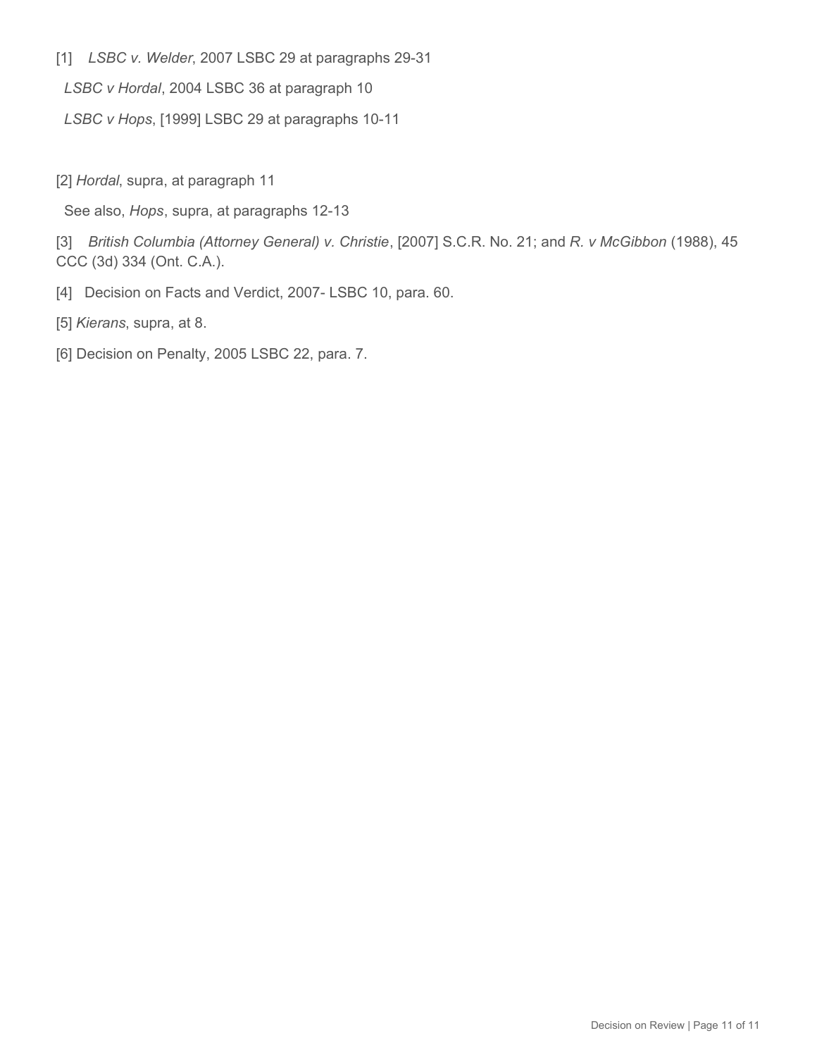[1] *LSBC v. Welder*, 2007 LSBC 29 at paragraphs 29-31

*LSBC v Hordal*, 2004 LSBC 36 at paragraph 10

*LSBC v Hops*, [1999] LSBC 29 at paragraphs 10-11

[2] *Hordal*, supra, at paragraph 11

See also, *Hops*, supra, at paragraphs 12-13

[3] *British Columbia (Attorney General) v. Christie*, [2007] S.C.R. No. 21; and *R. v McGibbon* (1988), 45 CCC (3d) 334 (Ont. C.A.).

[4] Decision on Facts and Verdict, 2007- LSBC 10, para. 60.

[5] *Kierans*, supra, at 8.

[6] Decision on Penalty, 2005 LSBC 22, para. 7.